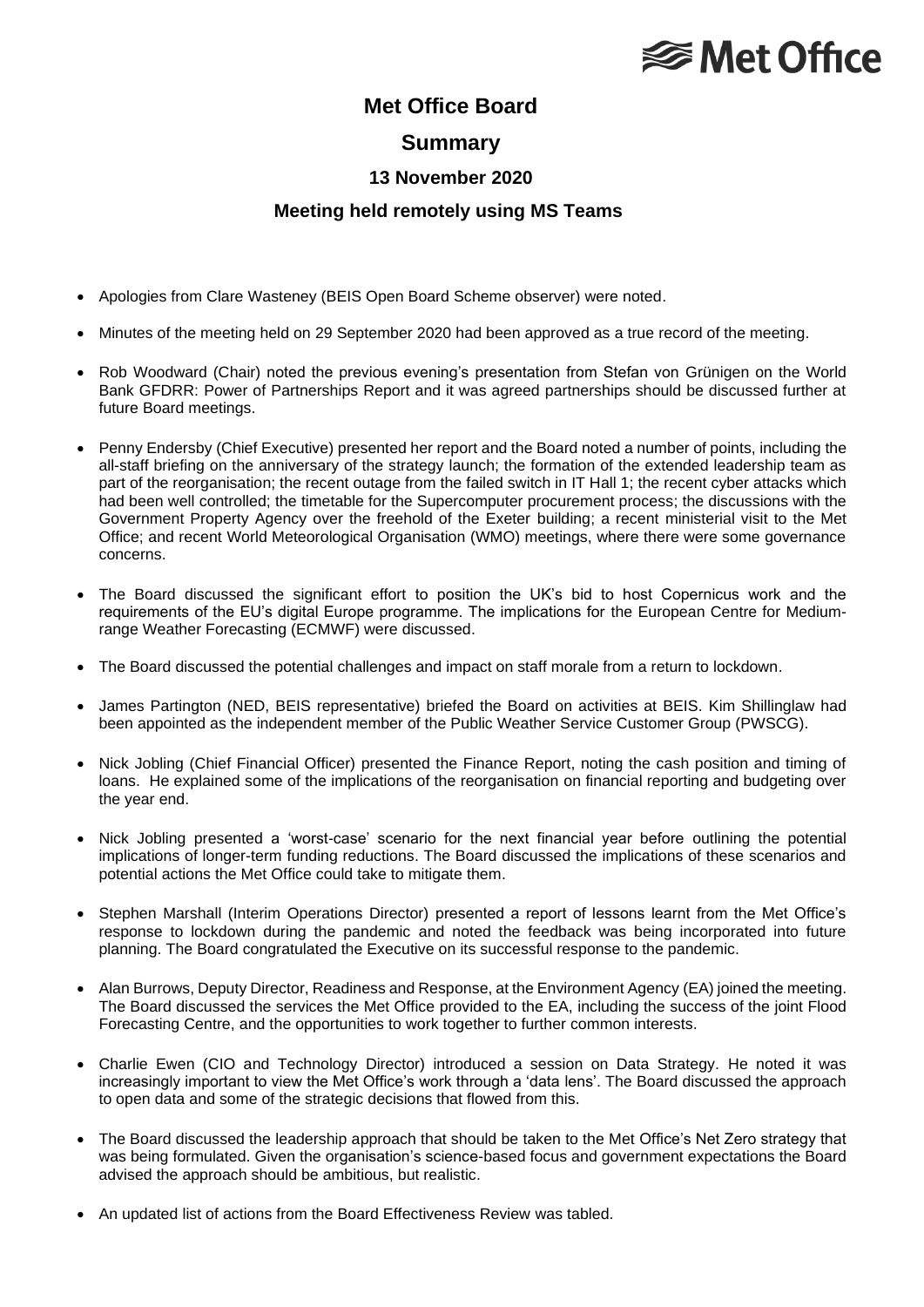# Met Office Board

## Summary

### 13 November 2020

### Meeting held remotely using MS Teams

- Apologies from Clare Wasteney (BEIS Open Board Scheme observer) were noted.
- Minutes of the meeting held on 29 September 2020 had been approved as a true record of the meeting.
- Rob Woodward (Chair) noted the previous evening's presentation from Stefan von Grünigen on the World Bank GFDRR: Power of Partnerships Report and it was agreed partnerships should be discussed further at future Board meetings.
- Penny Endersby (Chief Executive) presented her report and the Board noted a number of points, including the all-staff briefing on the anniversary of the strategy launch; the formation of the extended leadership team as part of the reorganisation; the recent outage from the failed switch in IT Hall 1; the recent cyber attacks which had been well controlled; the timetable for the Supercomputer procurement process; the discussions with the Government Property Agency over the freehold of the Exeter building; a recent ministerial visit to the Met Office; and recent World Meteorological Organisation (WMO) meetings, where there were some governance concerns.
- The Board discussed the significant effort to position the UK's bid to host Copernicus work and the requirements of the EU's digital Europe programme. The implications for the European Centre for Medium-range Weather Forecasting (ECMWF) were discussed.
- The Board discussed the potential challenges and impact on staff morale from a return to lockdown.
- James Partington (NED, BEIS representative) briefed the Board on activities at BEIS. Kim Shillinglaw had been appointed as the independent member of the Public Weather Service Customer Group (PWSCG).
- Nick Jobling (Chief Financial Officer) presented the Finance Report, noting the cash position and timing of loans. He explained some of the implications of the reorganisation on financial reporting and budgeting over the year end.
- Nick Jobling presented a 'worst-case' scenario for the next financial year before outlining the potential implications of longer-term funding reductions. The Board discussed the implications of these scenarios and potential actions the Met Office could take to mitigate them.
- Stephen Marshall (Interim Operations Director) presented a report of lessons learnt from the Met Office's response to lockdown during the pandemic and noted the feedback was being incorporated into future planning. The Board congratulated the Executive on its successful response to the pandemic.
- Alan Burrows, Deputy Director, Readiness and Response, at the Environment Agency (EA) joined the meeting. The Board discussed the services the Met Office provided to the EA, including the success of the joint Flood Forecasting Centre, and the opportunities to work together to further common interests.
- Charlie Ewen (CIO and Technology Director) introduced a session on Data Strategy. He noted it was increasingly important to view the Met Office's work through a 'data lens'. The Board discussed the approach to open data and some of the strategic decisions that flowed from this.
- The Board discussed the leadership approach that should be taken to the Met Office's Net Zero strategy that was being formulated. Given the organisation's science-based focus and government expectations the Board advised the approach should be ambitious, but realistic.
- An updated list of actions from the Board Effectiveness Review was tabled.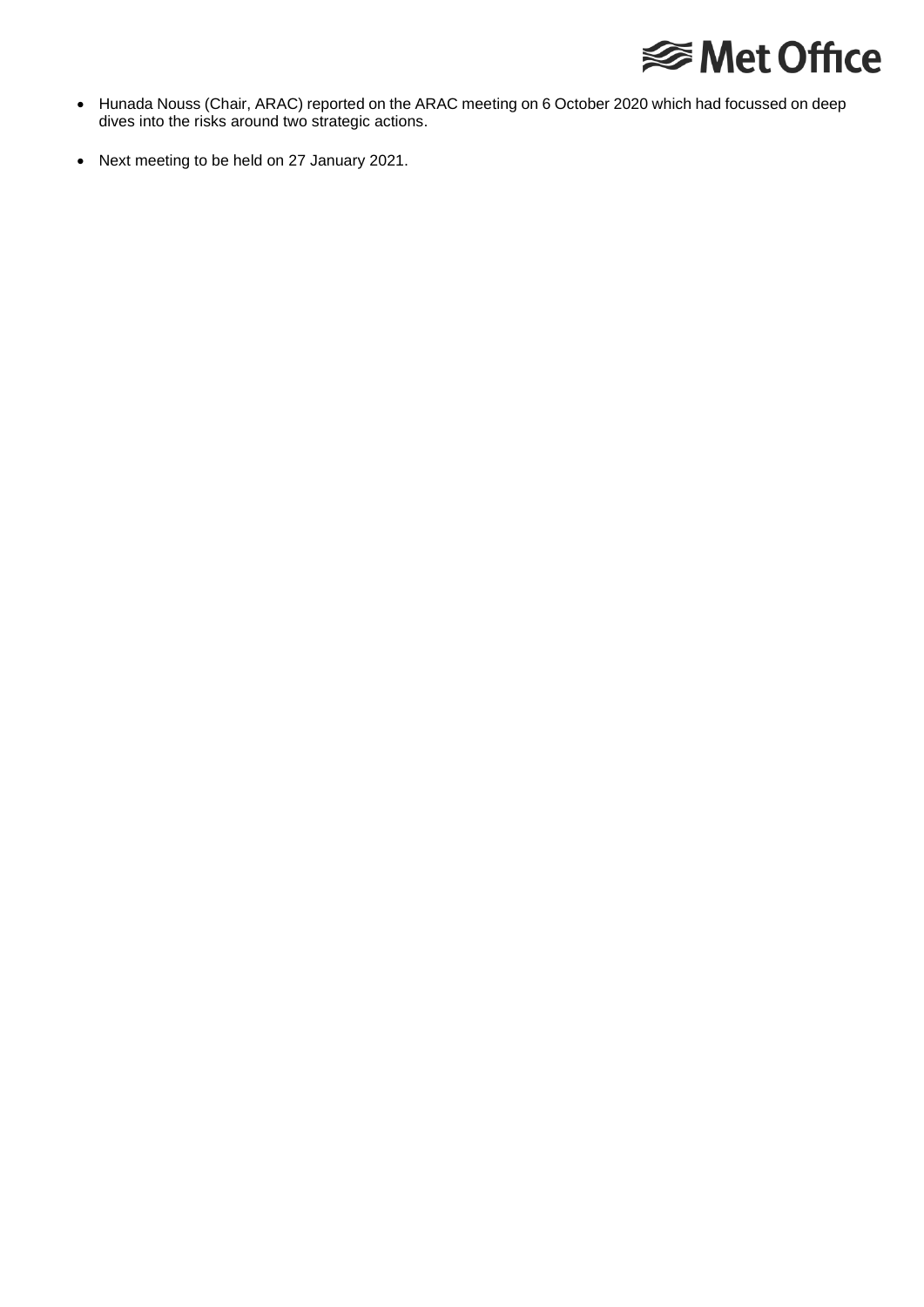- Hunada Nouss (Chair, ARAC) reported on the ARAC meeting on 6 October 2020 which had focussed on deep dives into the risks around two strategic actions.

- Next meeting to be held on 27 January 2021.